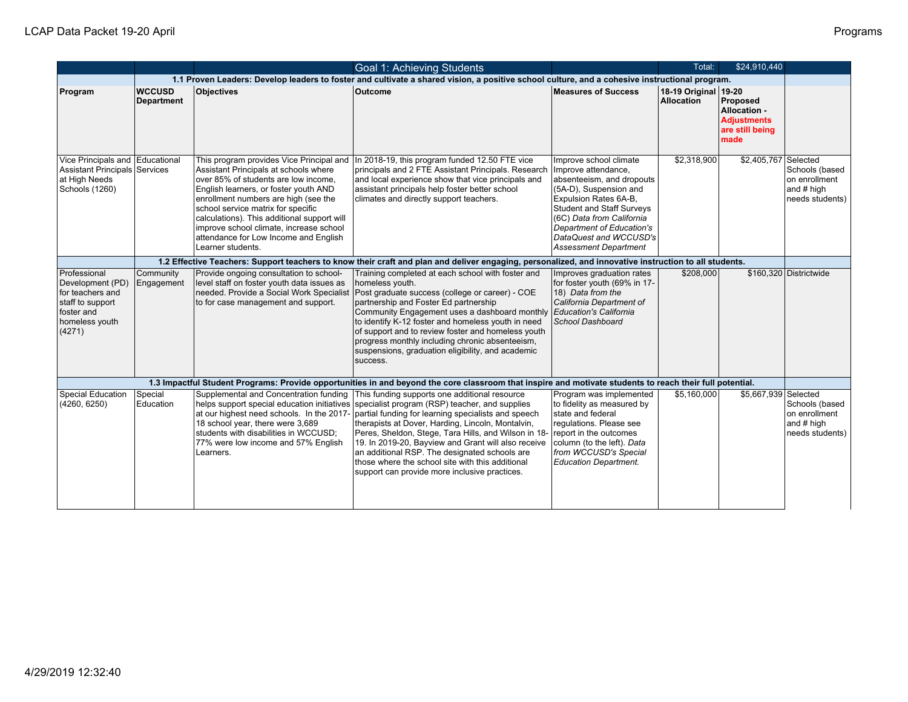| | | | Goal 1: Achieving Students | | Total: | $24,910,440 | |
|---|---|---|---|---|---|---|---|
| | **1.1 Proven Leaders: Develop leaders to foster and cultivate a shared vision, a positive school culture, and a cohesive instructional program.** | | | | | | |
| **Program** | **WCCUSD Department** | **Objectives** | **Outcome** | **Measures of Success** | **18-19 Original Allocation** | **19-20 Proposed Allocation - Adjustments are still being made** | |
| Vice Principals and Assistant Principals at High Needs Schools (1260) | Educational Services | This program provides Vice Principal and Assistant Principals at schools where over 85% of students are low income, English learners, or foster youth AND enrollment numbers are high (see the school service matrix for specific calculations). This additional support will improve school climate, increase school attendance for Low Income and English Learner students. | In 2018-19, this program funded 12.50 FTE vice principals and 2 FTE Assistant Principals. Research and local experience show that vice principals and assistant principals help foster better school climates and directly support teachers. | Improve school climate Improve attendance, absenteeism, and dropouts (5A-D), Suspension and Expulsion Rates 6A-B, Student and Staff Surveys (6C) *Data from California Department of Education's DataQuest and WCCUSD's Assessment Department* | $2,318,900 | $2,405,767 | Selected Schools (based on enrollment and # high needs students) |
| | **1.2 Effective Teachers: Support teachers to know their craft and plan and deliver engaging, personalized, and innovative instruction to all students.** | | | | | | |
| Professional Development (PD) for teachers and staff to support foster and homeless youth (4271) | Community Engagement | Provide ongoing consultation to school-level staff on foster youth data issues as needed. Provide a Social Work Specialist to for case management and support. | Training completed at each school with foster and homeless youth. Post graduate success (college or career) - COE partnership and Foster Ed partnership Community Engagement uses a dashboard monthly to identify K-12 foster and homeless youth in need of support and to review foster and homeless youth progress monthly including chronic absenteeism, suspensions, graduation eligibility, and academic success. | Improves graduation rates for foster youth (69% in 17-18) *Data from the California Department of Education's California School Dashboard* | $208,000 | $160,320 | Districtwide |
| | **1.3 Impactful Student Programs: Provide opportunities in and beyond the core classroom that inspire and motivate students to reach their full potential.** | | | | | | |
| Special Education (4260, 6250) | Special Education | Supplemental and Concentration funding helps support special education initiatives at our highest need schools. In the 2017-18 school year, there were 3,689 students with disabilities in WCCUSD; 77% were low income and 57% English Learners. | This funding supports one additional resource specialist program (RSP) teacher, and supplies partial funding for learning specialists and speech therapists at Dover, Harding, Lincoln, Montalvin, Peres, Sheldon, Stege, Tara Hills, and Wilson in 18-19. In 2019-20, Bayview and Grant will also receive an additional RSP. The designated schools are those where the school site with this additional support can provide more inclusive practices. | Program was implemented to fidelity as measured by state and federal regulations. Please see report in the outcomes column (to the left). *Data from WCCUSD's Special Education Department.* | $5,160,000 | $5,667,939 | Selected Schools (based on enrollment and # high needs students) |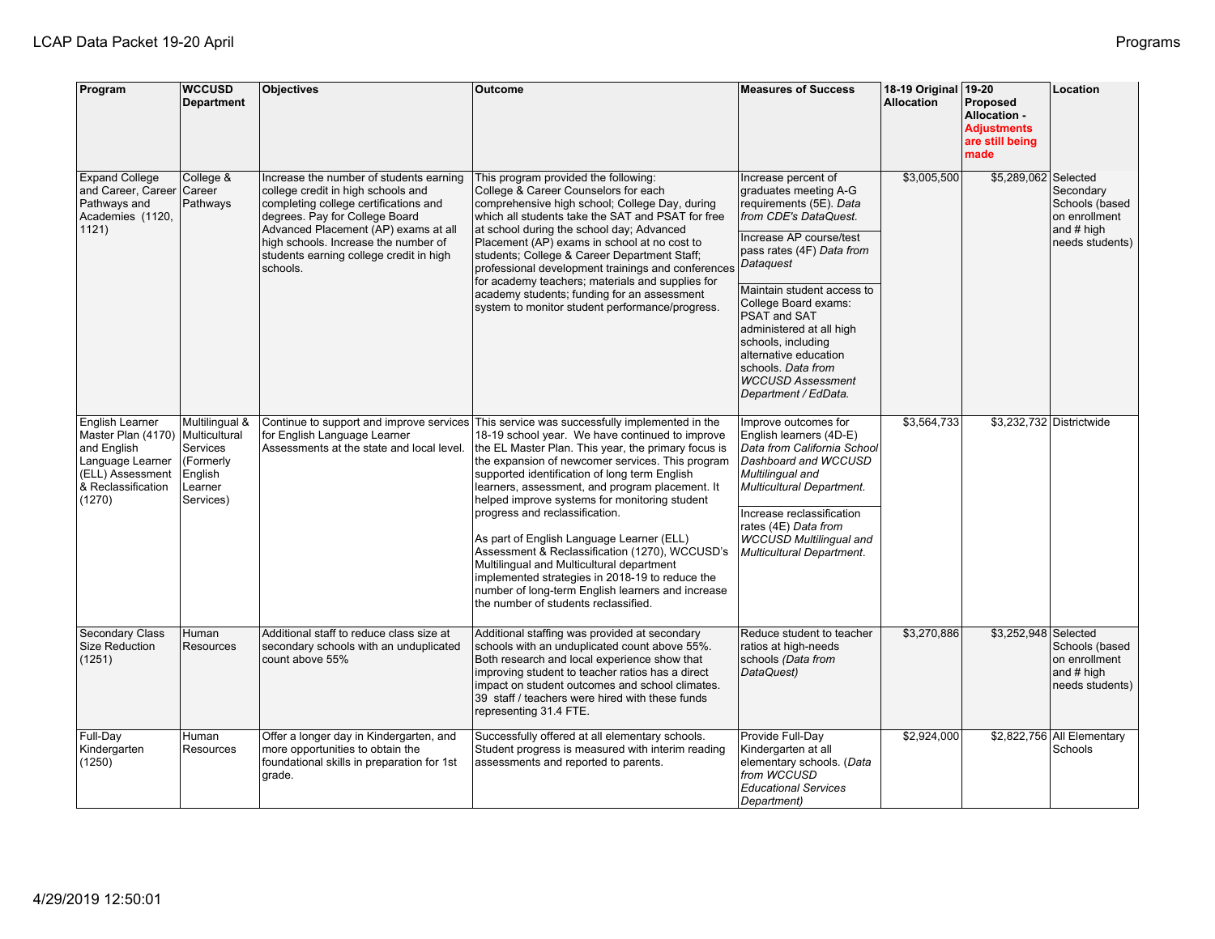| Program | WCCUSD Department | Objectives | Outcome | Measures of Success | 18-19 Original Allocation | 19-20 Proposed Allocation - Adjustments are still being made | Location |
|---|---|---|---|---|---|---|---|
| Expand College and Career, Career Pathways and Academies (1120, 1121) | College & Career Pathways | Increase the number of students earning college credit in high schools and completing college certifications and degrees. Pay for College Board Advanced Placement (AP) exams at all high schools. Increase the number of students earning college credit in high schools. | This program provided the following: College & Career Counselors for each comprehensive high school; College Day, during which all students take the SAT and PSAT for free at school during the school day; Advanced Placement (AP) exams in school at no cost to students; College & Career Department Staff; professional development trainings and conferences for academy teachers; materials and supplies for academy students; funding for an assessment system to monitor student performance/progress. | Increase percent of graduates meeting A-G requirements (5E). *Data from CDE's DataQuest.*<br><br>Increase AP course/test pass rates (4F) *Data from Dataquest*<br><br>Maintain student access to College Board exams: PSAT and SAT administered at all high schools, including alternative education schools. *Data from WCCUSD Assessment Department / EdData.* | $3,005,500 | $5,289,062 | Selected Secondary Schools (based on enrollment and # high needs students) |
| English Learner Master Plan (4170) and English Language Learner (ELL) Assessment & Reclassification (1270) | Multilingual & Multicultural Services (Formerly English Learner Services) | Continue to support and improve services for English Language Learner Assessments at the state and local level. | This service was successfully implemented in the 18-19 school year. We have continued to improve the EL Master Plan. This year, the primary focus is the expansion of newcomer services. This program supported identification of long term English learners, assessment, and program placement. It helped improve systems for monitoring student progress and reclassification.<br><br>As part of English Language Learner (ELL) Assessment & Reclassification (1270), WCCUSD's Multilingual and Multicultural department implemented strategies in 2018-19 to reduce the number of long-term English learners and increase the number of students reclassified. | Improve outcomes for English learners (4D-E) *Data from California School Dashboard and WCCUSD Multilingual and Multicultural Department.*<br><br>Increase reclassification rates (4E) *Data from WCCUSD Multilingual and Multicultural Department.* | $3,564,733 | $3,232,732 | Districtwide |
| Secondary Class Size Reduction (1251) | Human Resources | Additional staff to reduce class size at secondary schools with an unduplicated count above 55% | Additional staffing was provided at secondary schools with an unduplicated count above 55%. Both research and local experience show that improving student to teacher ratios has a direct impact on student outcomes and school climates. 39 staff / teachers were hired with these funds representing 31.4 FTE. | Reduce student to teacher ratios at high-needs schools *(Data from DataQuest)* | $3,270,886 | $3,252,948 | Selected Schools (based on enrollment and # high needs students) |
| Full-Day Kindergarten (1250) | Human Resources | Offer a longer day in Kindergarten, and more opportunities to obtain the foundational skills in preparation for 1st grade. | Successfully offered at all elementary schools. Student progress is measured with interim reading assessments and reported to parents. | Provide Full-Day Kindergarten at all elementary schools. (*Data from WCCUSD Educational Services Department*) | $2,924,000 | $2,822,756 | All Elementary Schools |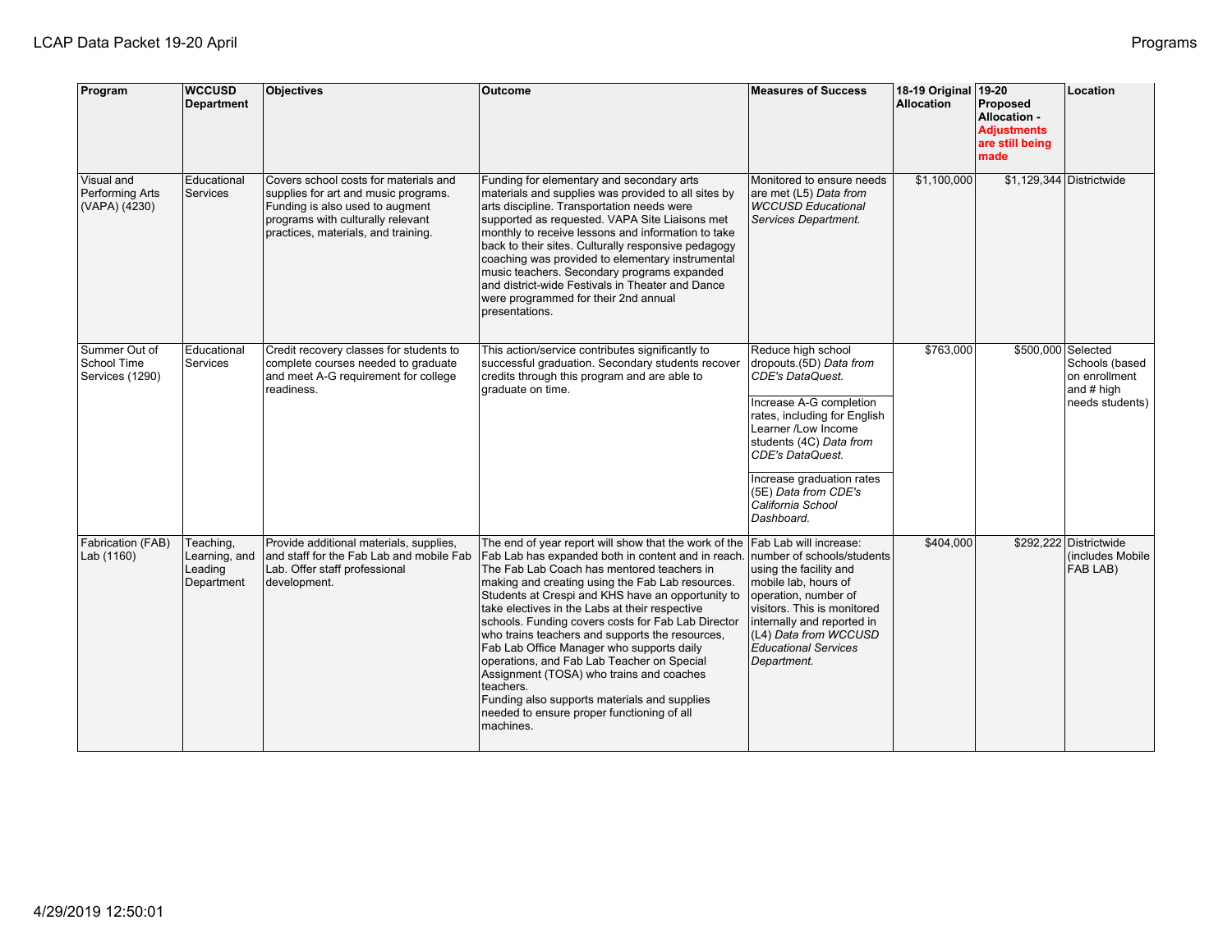| Program | WCCUSD Department | Objectives | Outcome | Measures of Success | 18-19 Original Allocation | 19-20 Proposed Allocation - **Adjustments are still being made** | Location |
|---|---|---|---|---|---|---|---|
| Visual and Performing Arts (VAPA) (4230) | Educational Services | Covers school costs for materials and supplies for art and music programs. Funding is also used to augment programs with culturally relevant practices, materials, and training. | Funding for elementary and secondary arts materials and supplies was provided to all sites by arts discipline. Transportation needs were supported as requested. VAPA Site Liaisons met monthly to receive lessons and information to take back to their sites. Culturally responsive pedagogy coaching was provided to elementary instrumental music teachers. Secondary programs expanded and district-wide Festivals in Theater and Dance were programmed for their 2nd annual presentations. | Monitored to ensure needs are met (L5) *Data from WCCUSD Educational Services Department.* | $1,100,000 | $1,129,344 | Districtwide |
| Summer Out of School Time Services (1290) | Educational Services | Credit recovery classes for students to complete courses needed to graduate and meet A-G requirement for college readiness. | This action/service contributes significantly to successful graduation. Secondary students recover credits through this program and are able to graduate on time. | Reduce high school dropouts.(5D) *Data from CDE's DataQuest.*<br><br>Increase A-G completion rates, including for English Learner /Low Income students (4C) *Data from CDE's DataQuest.*<br><br>Increase graduation rates (5E) *Data from CDE's California School Dashboard.* | $763,000 | $500,000 | Selected Schools (based on enrollment and # high needs students) |
| Fabrication (FAB) Lab (1160) | Teaching, Learning, and Leading Department | Provide additional materials, supplies, and staff for the Fab Lab and mobile Fab Lab. Offer staff professional development. | The end of year report will show that the work of the Fab Lab has expanded both in content and in reach. The Fab Lab Coach has mentored teachers in making and creating using the Fab Lab resources. Students at Crespi and KHS have an opportunity to take electives in the Labs at their respective schools. Funding covers costs for Fab Lab Director who trains teachers and supports the resources, Fab Lab Office Manager who supports daily operations, and Fab Lab Teacher on Special Assignment (TOSA) who trains and coaches teachers.<br>Funding also supports materials and supplies needed to ensure proper functioning of all machines. | Fab Lab will increase: number of schools/students using the facility and mobile lab, hours of operation, number of visitors. This is monitored internally and reported in (L4) *Data from WCCUSD Educational Services Department.* | $404,000 | $292,222 | Districtwide (includes Mobile FAB LAB) |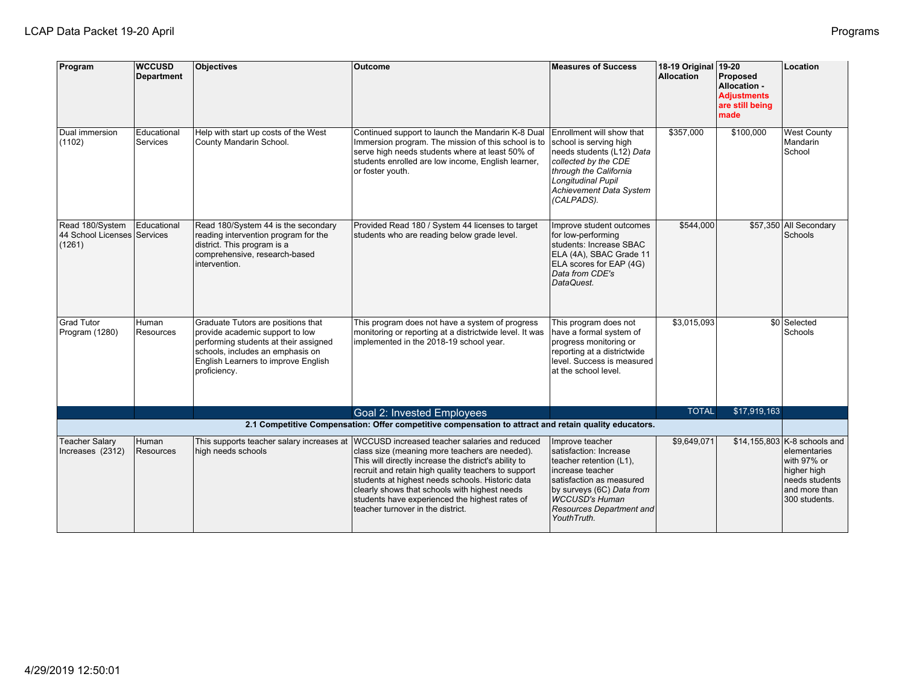| Program | WCCUSD Department | Objectives | Outcome | Measures of Success | 18-19 Original Allocation | 19-20 Proposed Allocation - **Adjustments are still being made** | Location |
|---|---|---|---|---|---|---|---|
| Dual immersion (1102) | Educational Services | Help with start up costs of the West County Mandarin School. | Continued support to launch the Mandarin K-8 Dual Immersion program. The mission of this school is to serve high needs students where at least 50% of students enrolled are low income, English learner, or foster youth. | Enrollment will show that school is serving high needs students (L12) *Data collected by the CDE through the California Longitudinal Pupil Achievement Data System (CALPADS).* | $357,000 | $100,000 | West County Mandarin School |
| Read 180/System 44 School Licenses (1261) | Educational Services | Read 180/System 44 is the secondary reading intervention program for the district. This program is a comprehensive, research-based intervention. | Provided Read 180 / System 44 licenses to target students who are reading below grade level. | Improve student outcomes for low-performing students: Increase SBAC ELA (4A), SBAC Grade 11 ELA scores for EAP (4G) *Data from CDE's DataQuest.* | $544,000 | $57,350 | All Secondary Schools |
| Grad Tutor Program (1280) | Human Resources | Graduate Tutors are positions that provide academic support to low performing students at their assigned schools, includes an emphasis on English Learners to improve English proficiency. | This program does not have a system of progress monitoring or reporting at a districtwide level. It was implemented in the 2018-19 school year. | This program does not have a formal system of progress monitoring or reporting at a districtwide level. Success is measured at the school level. | $3,015,093 | $0 | Selected Schools |
| | | | Goal 2: Invested Employees | | TOTAL | $17,919,163 | |
| | | | **2.1 Competitive Compensation: Offer competitive compensation to attract and retain quality educators.** | | | | |
| Teacher Salary Increases (2312) | Human Resources | This supports teacher salary increases at high needs schools | WCCUSD increased teacher salaries and reduced class size (meaning more teachers are needed). This will directly increase the district's ability to recruit and retain high quality teachers to support students at highest needs schools. Historic data clearly shows that schools with highest needs students have experienced the highest rates of teacher turnover in the district. | Improve teacher satisfaction: Increase teacher retention (L1), increase teacher satisfaction as measured by surveys (6C) *Data from WCCUSD's Human Resources Department and YouthTruth.* | $9,649,071 | $14,155,803 | K-8 schools and elementaries with 97% or higher high needs students and more than 300 students. |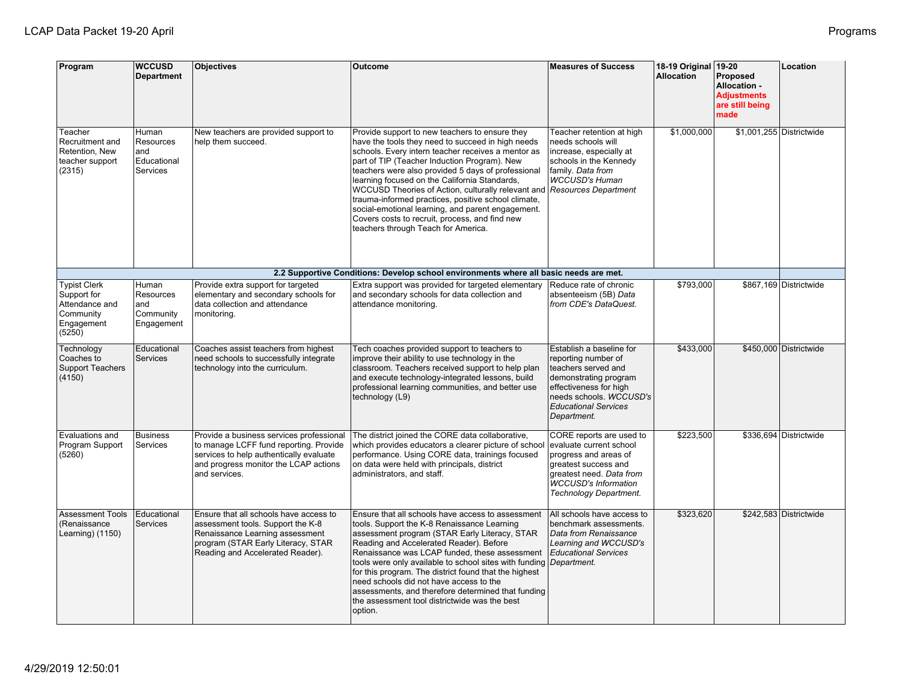| Program | WCCUSD Department | Objectives | Outcome | Measures of Success | 18-19 Original Allocation | 19-20 Proposed Allocation - **Adjustments are still being made** | Location |
|---|---|---|---|---|---|---|---|
| Teacher Recruitment and Retention, New teacher support (2315) | Human Resources and Educational Services | New teachers are provided support to help them succeed. | Provide support to new teachers to ensure they have the tools they need to succeed in high needs schools. Every intern teacher receives a mentor as part of TIP (Teacher Induction Program). New teachers were also provided 5 days of professional learning focused on the California Standards, WCCUSD Theories of Action, culturally relevant and trauma-informed practices, positive school climate, social-emotional learning, and parent engagement. Covers costs to recruit, process, and find new teachers through Teach for America. | Teacher retention at high needs schools will increase, especially at schools in the Kennedy family. *Data from WCCUSD's Human Resources Department* | $1,000,000 | $1,001,255 | Districtwide |
| **2.2 Supportive Conditions: Develop school environments where all basic needs are met.** | | | | | | | |
| Typist Clerk Support for Attendance and Community Engagement (5250) | Human Resources and Community Engagement | Provide extra support for targeted elementary and secondary schools for data collection and attendance monitoring. | Extra support was provided for targeted elementary and secondary schools for data collection and attendance monitoring. | Reduce rate of chronic absenteeism (5B) *Data from CDE's DataQuest.* | $793,000 | $867,169 | Districtwide |
| Technology Coaches to Support Teachers (4150) | Educational Services | Coaches assist teachers from highest need schools to successfully integrate technology into the curriculum. | Tech coaches provided support to teachers to improve their ability to use technology in the classroom. Teachers received support to help plan and execute technology-integrated lessons, build professional learning communities, and better use technology (L9) | Establish a baseline for reporting number of teachers served and demonstrating program effectiveness for high needs schools. *WCCUSD's Educational Services Department.* | $433,000 | $450,000 | Districtwide |
| Evaluations and Program Support (5260) | Business Services | Provide a business services professional to manage LCFF fund reporting. Provide services to help authentically evaluate and progress monitor the LCAP actions and services. | The district joined the CORE data collaborative, which provides educators a clearer picture of school performance. Using CORE data, trainings focused on data were held with principals, district administrators, and staff. | CORE reports are used to evaluate current school progress and areas of greatest success and greatest need. *Data from WCCUSD's Information Technology Department.* | $223,500 | $336,694 | Districtwide |
| Assessment Tools (Renaissance Learning) (1150) | Educational Services | Ensure that all schools have access to assessment tools. Support the K-8 Renaissance Learning assessment program (STAR Early Literacy, STAR Reading and Accelerated Reader). | Ensure that all schools have access to assessment tools. Support the K-8 Renaissance Learning assessment program (STAR Early Literacy, STAR Reading and Accelerated Reader). Before Renaissance was LCAP funded, these assessment tools were only available to school sites with funding for this program. The district found that the highest need schools did not have access to the assessments, and therefore determined that funding the assessment tool districtwide was the best option. | All schools have access to benchmark assessments. *Data from Renaissance Learning and WCCUSD's Educational Services Department.* | $323,620 | $242,583 | Districtwide |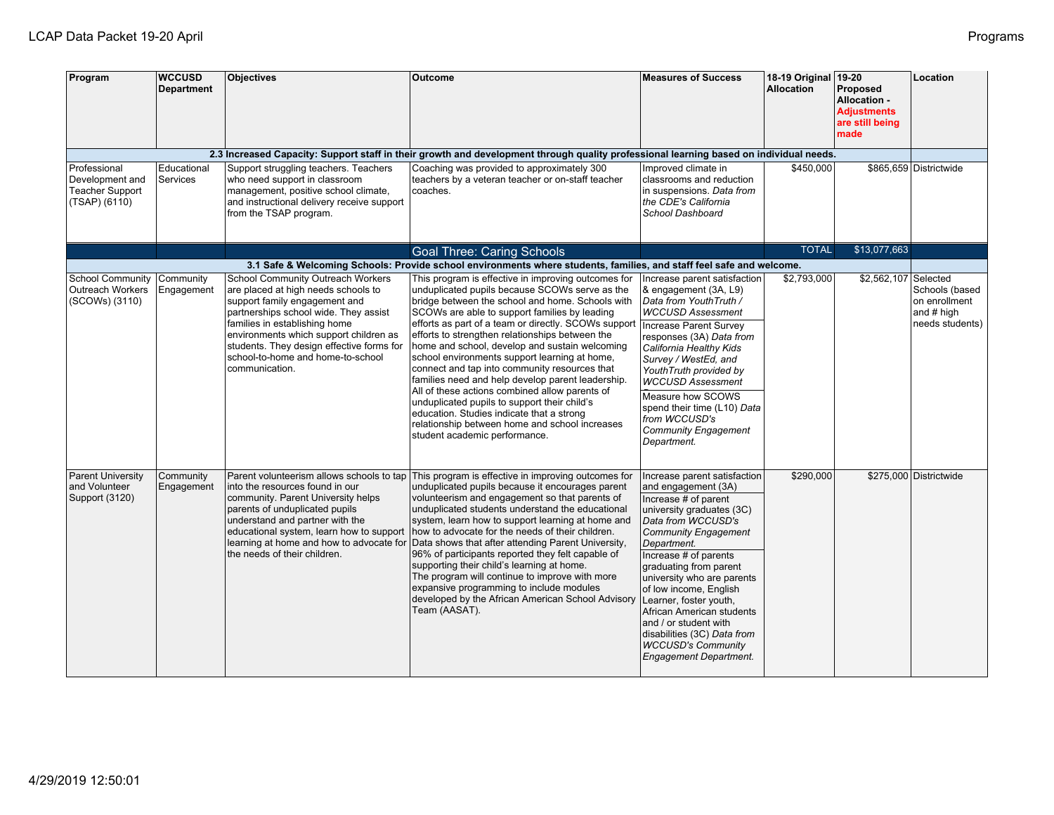| Program | WCCUSD Department | Objectives | Outcome | Measures of Success | 18-19 Original Allocation | 19-20 Proposed Allocation - **Adjustments are still being made** | Location |
|---|---|---|---|---|---|---|---|
| **2.3 Increased Capacity: Support staff in their growth and development through quality professional learning based on individual needs.** | | | | | | | |
| Professional Development and Teacher Support (TSAP) (6110) | Educational Services | Support struggling teachers. Teachers who need support in classroom management, positive school climate, and instructional delivery receive support from the TSAP program. | Coaching was provided to approximately 300 teachers by a veteran teacher or on-staff teacher coaches. | Improved climate in classrooms and reduction in suspensions. *Data from the CDE's California School Dashboard* | $450,000 | $865,659 | Districtwide |
| | | | Goal Three: Caring Schools | | TOTAL | $13,077,663 | |
| **3.1 Safe & Welcoming Schools: Provide school environments where students, families, and staff feel safe and welcome.** | | | | | | | |
| School Community Outreach Workers (SCOWs) (3110) | Community Engagement | School Community Outreach Workers are placed at high needs schools to support family engagement and partnerships school wide. They assist families in establishing home environments which support children as students. They design effective forms for school-to-home and home-to-school communication. | This program is effective in improving outcomes for unduplicated pupils because SCOWs serve as the bridge between the school and home. Schools with SCOWs are able to support families by leading efforts as part of a team or directly. SCOWs support efforts to strengthen relationships between the home and school, develop and sustain welcoming school environments support learning at home, connect and tap into community resources that families need and help develop parent leadership. All of these actions combined allow parents of unduplicated pupils to support their child's education. Studies indicate that a strong relationship between home and school increases student academic performance. | Increase parent satisfaction & engagement (3A, L9) *Data from YouthTruth / WCCUSD Assessment*<br>Increase Parent Survey responses (3A) *Data from California Healthy Kids Survey / WestEd, and YouthTruth provided by WCCUSD Assessment*<br>Measure how SCOWS spend their time (L10) *Data from WCCUSD's Community Engagement Department.* | $2,793,000 | $2,562,107 | Selected Schools (based on enrollment and # high needs students) |
| Parent University and Volunteer Support (3120) | Community Engagement | Parent volunteerism allows schools to tap into the resources found in our community. Parent University helps parents of unduplicated pupils understand and partner with the educational system, learn how to support learning at home and how to advocate for the needs of their children. | This program is effective in improving outcomes for unduplicated pupils because it encourages parent volunteerism and engagement so that parents of unduplicated students understand the educational system, learn how to support learning at home and how to advocate for the needs of their children. Data shows that after attending Parent University, 96% of participants reported they felt capable of supporting their child's learning at home. The program will continue to improve with more expansive programming to include modules developed by the African American School Advisory Team (AASAT). | Increase parent satisfaction and engagement (3A)<br>Increase # of parent university graduates (3C) *Data from WCCUSD's Community Engagement Department.*<br>Increase # of parents graduating from parent university who are parents of low income, English Learner, foster youth, African American students and / or student with disabilities (3C) *Data from WCCUSD's Community Engagement Department.* | $290,000 | $275,000 | Districtwide |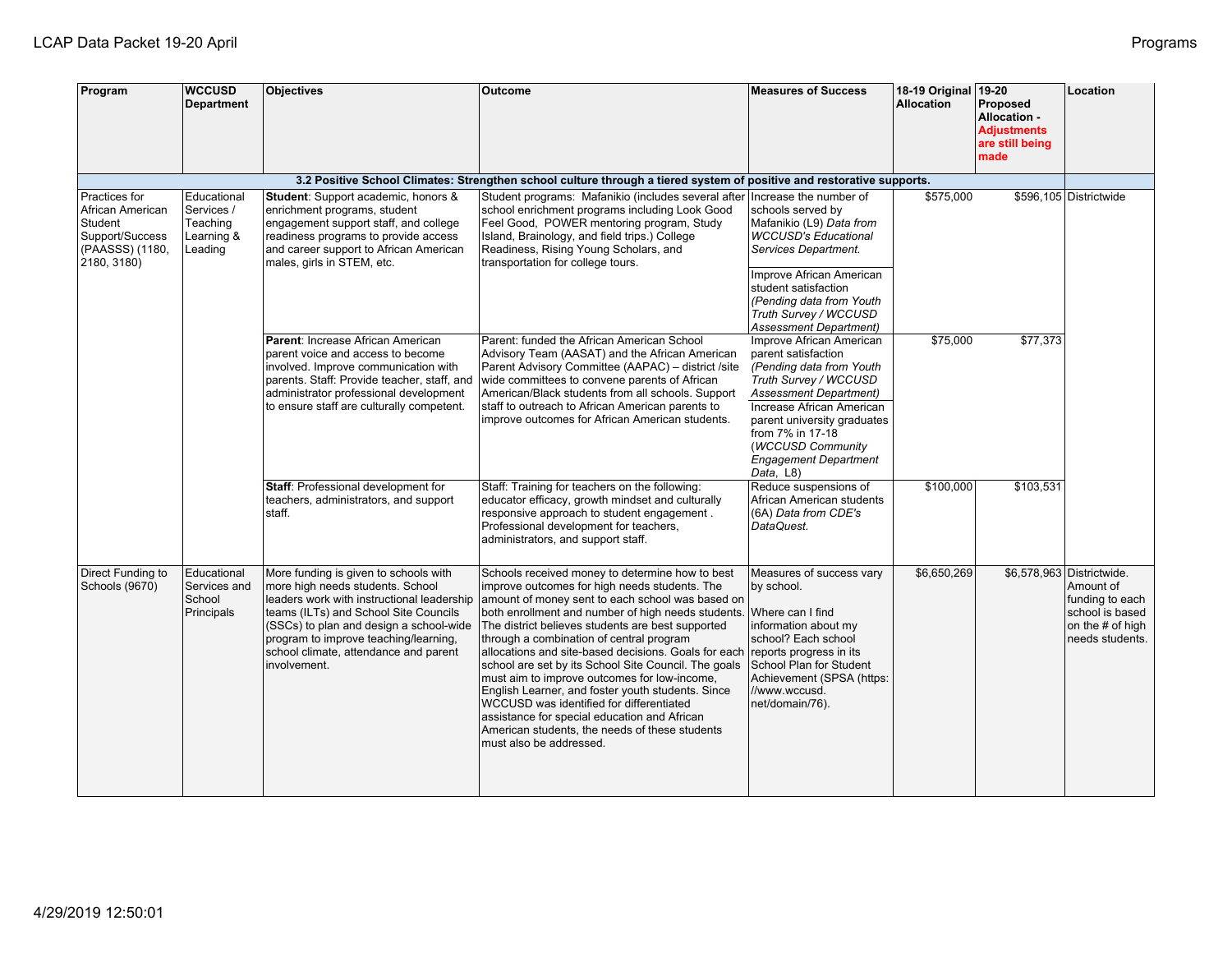| Program | WCCUSD Department | Objectives | Outcome | Measures of Success | 18-19 Original Allocation | 19-20 Proposed Allocation - Adjustments are still being made | Location |
|---|---|---|---|---|---|---|---|
| **3.2 Positive School Climates: Strengthen school culture through a tiered system of positive and restorative supports.** | | | | | | | |
| Practices for African American Student Support/Success (PAASSS) (1180, 2180, 3180) | Educational Services / Teaching Learning & Leading | **Student**: Support academic, honors & enrichment programs, student engagement support staff, and college readiness programs to provide access and career support to African American males, girls in STEM, etc. | Student programs: Mafanikio (includes several after school enrichment programs including Look Good Feel Good, POWER mentoring program, Study Island, Brainology, and field trips.) College Readiness, Rising Young Scholars, and transportation for college tours. | Increase the number of schools served by Mafanikio (L9) *Data from WCCUSD's Educational Services Department.*<br><br>Improve African American student satisfaction *(Pending data from Youth Truth Survey / WCCUSD Assessment Department)* | $575,000 | $596,105 | Districtwide |
| | | **Parent**: Increase African American parent voice and access to become involved. Improve communication with parents. Staff: Provide teacher, staff, and administrator professional development to ensure staff are culturally competent. | Parent: funded the African American School Advisory Team (AASAT) and the African American Parent Advisory Committee (AAPAC) – district /site wide committees to convene parents of African American/Black students from all schools. Support staff to outreach to African American parents to improve outcomes for African American students. | Improve African American parent satisfaction *(Pending data from Youth Truth Survey / WCCUSD Assessment Department)*<br><br>Increase African American parent university graduates from 7% in 17-18 (*WCCUSD Community Engagement Department Data*, L8) | $75,000 | $77,373 | |
| | | **Staff**: Professional development for teachers, administrators, and support staff. | Staff: Training for teachers on the following: educator efficacy, growth mindset and culturally responsive approach to student engagement . Professional development for teachers, administrators, and support staff. | Reduce suspensions of African American students (6A) *Data from CDE's DataQuest.* | $100,000 | $103,531 | |
| Direct Funding to Schools (9670) | Educational Services and School Principals | More funding is given to schools with more high needs students. School leaders work with instructional leadership teams (ILTs) and School Site Councils (SSCs) to plan and design a school-wide program to improve teaching/learning, school climate, attendance and parent involvement. | Schools received money to determine how to best improve outcomes for high needs students. The amount of money sent to each school was based on both enrollment and number of high needs students. The district believes students are best supported through a combination of central program allocations and site-based decisions. Goals for each school are set by its School Site Council. The goals must aim to improve outcomes for low-income, English Learner, and foster youth students. Since WCCUSD was identified for differentiated assistance for special education and African American students, the needs of these students must also be addressed. | Measures of success vary by school.<br><br>Where can I find information about my school? Each school reports progress in its School Plan for Student Achievement (SPSA (https://www.wccusd.net/domain/76). | $6,650,269 | $6,578,963 | Districtwide. Amount of funding to each school is based on the # of high needs students. |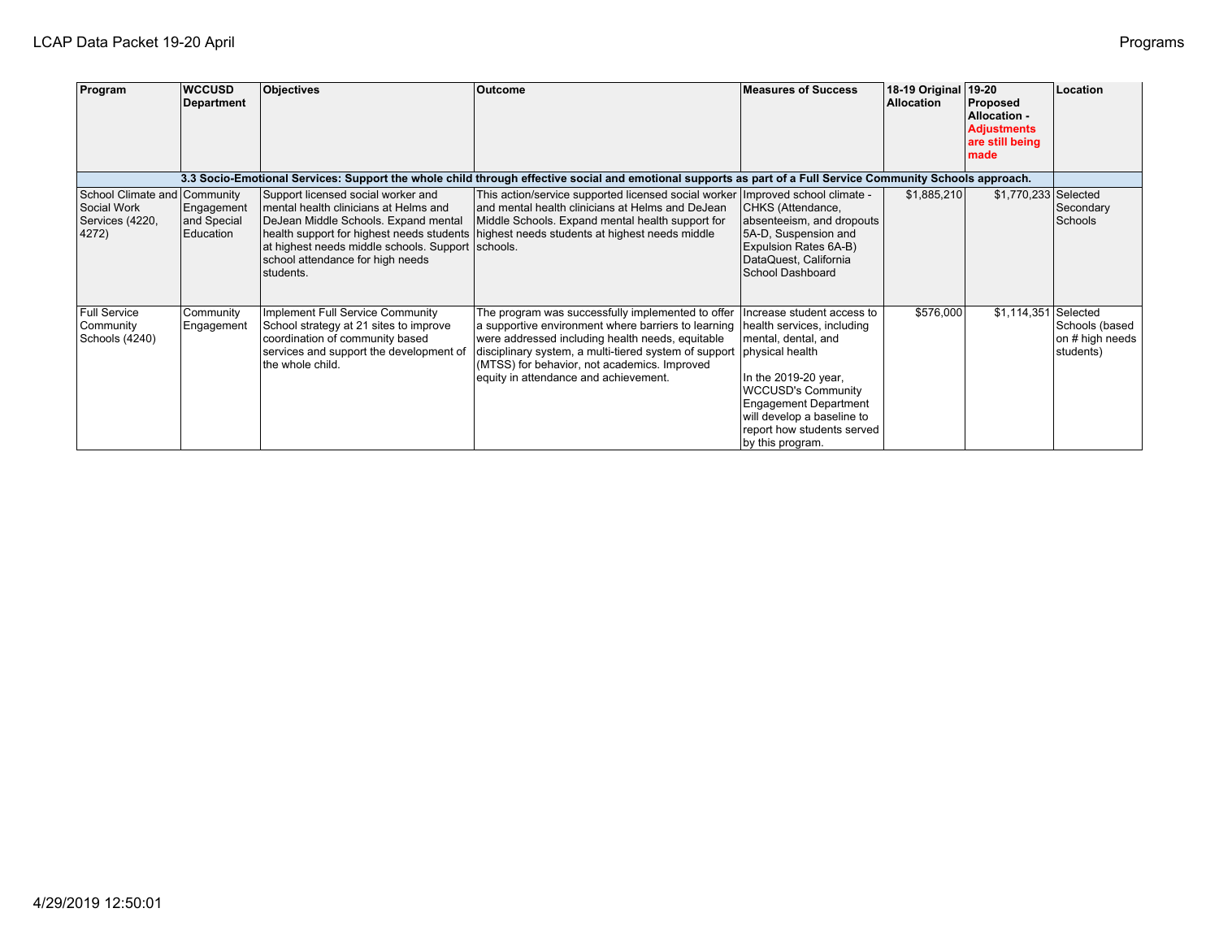| Program | WCCUSD Department | Objectives | Outcome | Measures of Success | 18-19 Original Allocation | 19-20 Proposed Allocation - Adjustments are still being made | Location |
|---|---|---|---|---|---|---|---|
| **3.3 Socio-Emotional Services: Support the whole child through effective social and emotional supports as part of a Full Service Community Schools approach.** | | | | | | | |
| School Climate and Social Work Services (4220, 4272) | Community Engagement and Special Education | Support licensed social worker and mental health clinicians at Helms and DeJean Middle Schools. Expand mental health support for highest needs students at highest needs middle schools. Support school attendance for high needs students. | This action/service supported licensed social worker and mental health clinicians at Helms and DeJean Middle Schools. Expand mental health support for highest needs students at highest needs middle schools. | Improved school climate - CHKS (Attendance, absenteeism, and dropouts 5A-D, Suspension and Expulsion Rates 6A-B) DataQuest, California School Dashboard | $1,885,210 | $1,770,233 | Selected Secondary Schools |
| Full Service Community Schools (4240) | Community Engagement | Implement Full Service Community School strategy at 21 sites to improve coordination of community based services and support the development of the whole child. | The program was successfully implemented to offer a supportive environment where barriers to learning were addressed including health needs, equitable disciplinary system, a multi-tiered system of support (MTSS) for behavior, not academics. Improved equity in attendance and achievement. | Increase student access to health services, including mental, dental, and physical health<br><br>In the 2019-20 year, WCCUSD's Community Engagement Department will develop a baseline to report how students served by this program. | $576,000 | $1,114,351 | Selected Schools (based on # high needs students) |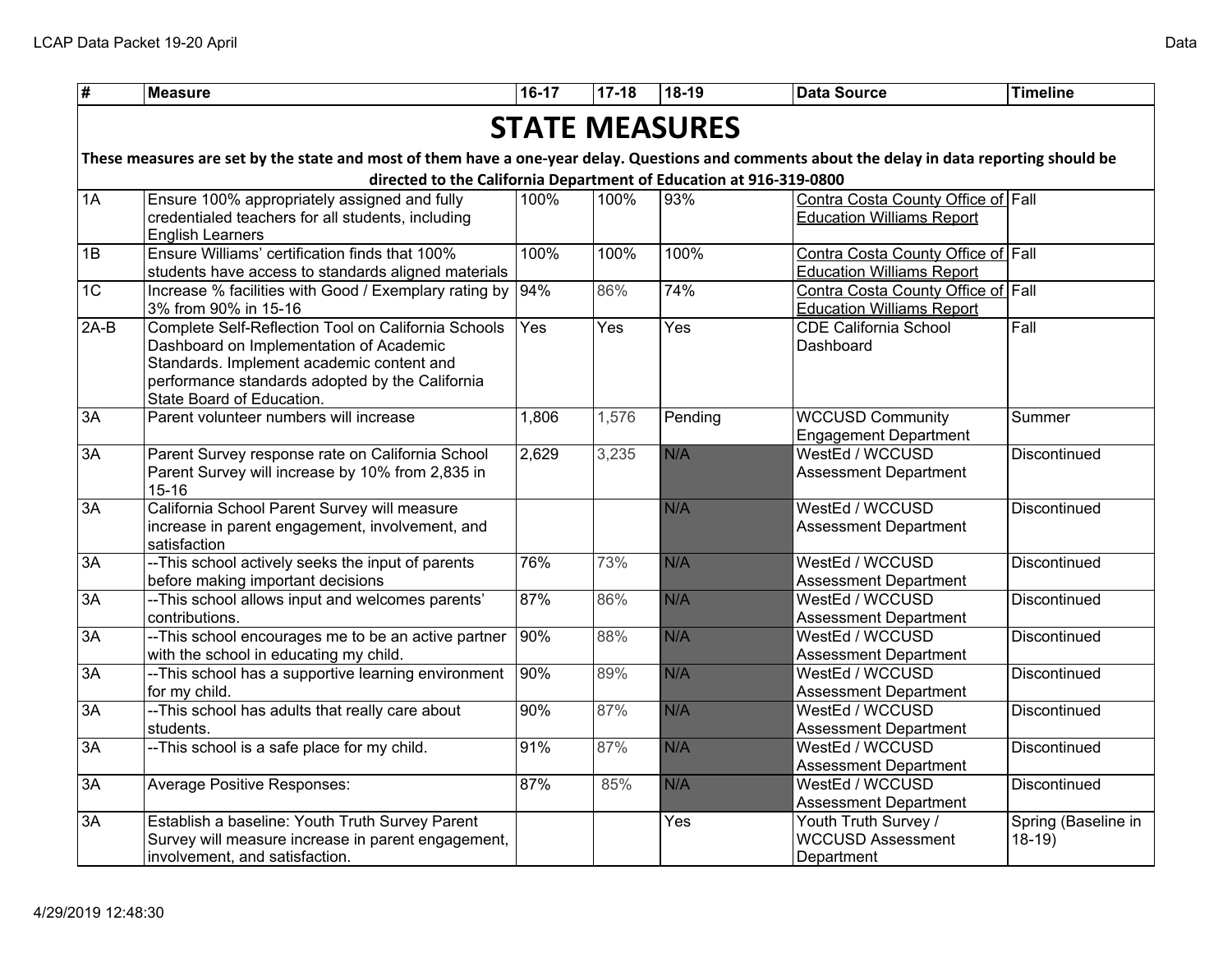| # | Measure | 16-17 | 17-18 | 18-19 | Data Source | Timeline |
|---|---|---|---|---|---|---|
| **STATE MEASURES** | | | | | | |
| **These measures are set by the state and most of them have a one-year delay. Questions and comments about the delay in data reporting should be directed to the California Department of Education at 916-319-0800** | | | | | | |
| 1A | Ensure 100% appropriately assigned and fully credentialed teachers for all students, including English Learners | 100% | 100% | 93% | Contra Costa County Office of Education Williams Report | Fall |
| 1B | Ensure Williams' certification finds that 100% students have access to standards aligned materials | 100% | 100% | 100% | Contra Costa County Office of Education Williams Report | Fall |
| 1C | Increase % facilities with Good / Exemplary rating by 3% from 90% in 15-16 | 94% | 86% | 74% | Contra Costa County Office of Education Williams Report | Fall |
| 2A-B | Complete Self-Reflection Tool on California Schools Dashboard on Implementation of Academic Standards. Implement academic content and performance standards adopted by the California State Board of Education. | Yes | Yes | Yes | CDE California School Dashboard | Fall |
| 3A | Parent volunteer numbers will increase | 1,806 | 1,576 | Pending | WCCUSD Community Engagement Department | Summer |
| 3A | Parent Survey response rate on California School Parent Survey will increase by 10% from 2,835 in 15-16 | 2,629 | 3,235 | N/A | WestEd / WCCUSD Assessment Department | Discontinued |
| 3A | California School Parent Survey will measure increase in parent engagement, involvement, and satisfaction | | | N/A | WestEd / WCCUSD Assessment Department | Discontinued |
| 3A | --This school actively seeks the input of parents before making important decisions | 76% | 73% | N/A | WestEd / WCCUSD Assessment Department | Discontinued |
| 3A | --This school allows input and welcomes parents' contributions. | 87% | 86% | N/A | WestEd / WCCUSD Assessment Department | Discontinued |
| 3A | --This school encourages me to be an active partner with the school in educating my child. | 90% | 88% | N/A | WestEd / WCCUSD Assessment Department | Discontinued |
| 3A | --This school has a supportive learning environment for my child. | 90% | 89% | N/A | WestEd / WCCUSD Assessment Department | Discontinued |
| 3A | --This school has adults that really care about students. | 90% | 87% | N/A | WestEd / WCCUSD Assessment Department | Discontinued |
| 3A | --This school is a safe place for my child. | 91% | 87% | N/A | WestEd / WCCUSD Assessment Department | Discontinued |
| 3A | Average Positive Responses: | 87% | 85% | N/A | WestEd / WCCUSD Assessment Department | Discontinued |
| 3A | Establish a baseline: Youth Truth Survey Parent Survey will measure increase in parent engagement, involvement, and satisfaction. | | | Yes | Youth Truth Survey / WCCUSD Assessment Department | Spring (Baseline in 18-19) |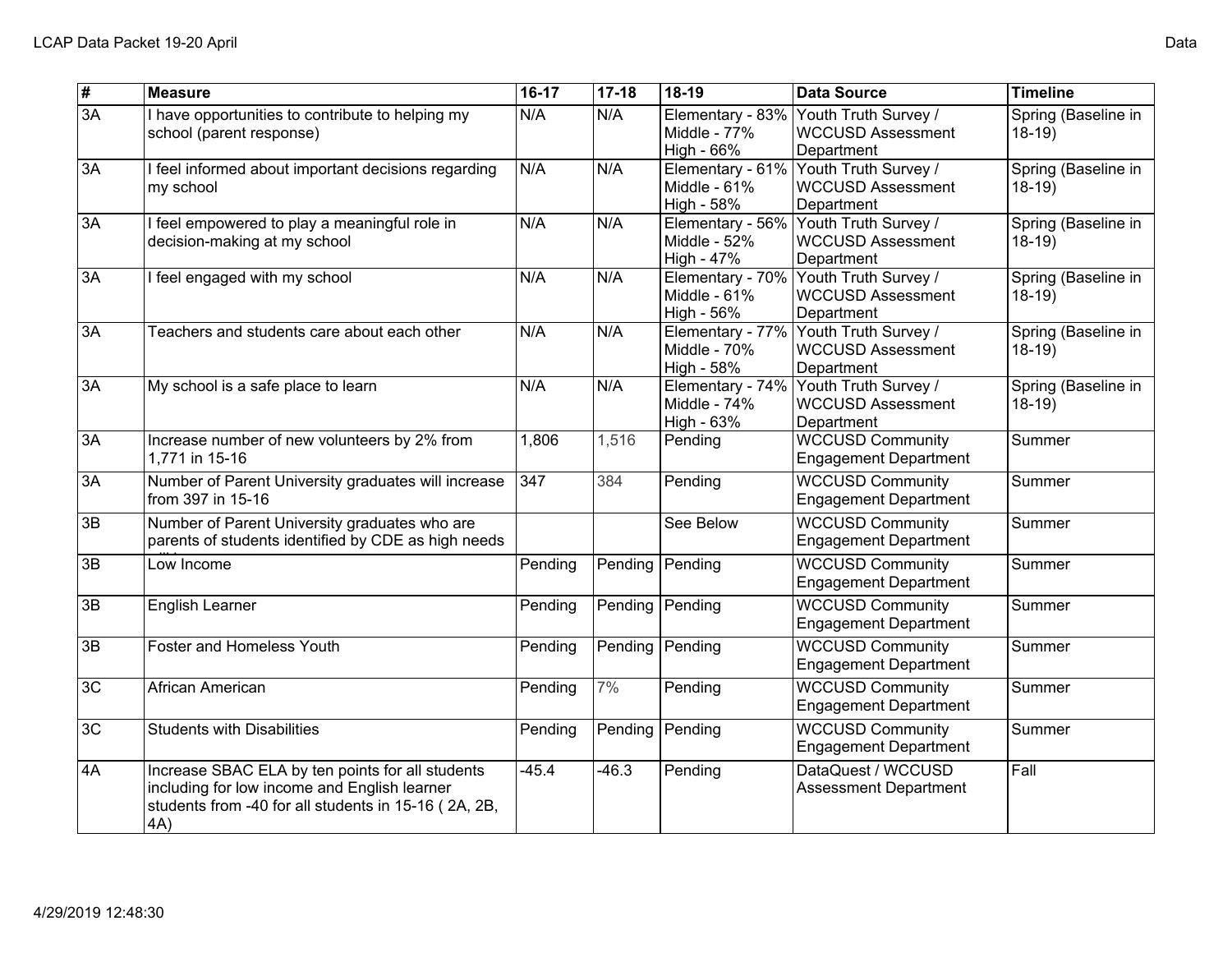| # | Measure | 16-17 | 17-18 | 18-19 | Data Source | Timeline |
|---|---|---|---|---|---|---|
| 3A | I have opportunities to contribute to helping my school (parent response) | N/A | N/A | Elementary - 83%<br>Middle - 77%<br>High - 66% | Youth Truth Survey / WCCUSD Assessment Department | Spring (Baseline in 18-19) |
| 3A | I feel informed about important decisions regarding my school | N/A | N/A | Elementary - 61%<br>Middle - 61%<br>High - 58% | Youth Truth Survey / WCCUSD Assessment Department | Spring (Baseline in 18-19) |
| 3A | I feel empowered to play a meaningful role in decision-making at my school | N/A | N/A | Elementary - 56%<br>Middle - 52%<br>High - 47% | Youth Truth Survey / WCCUSD Assessment Department | Spring (Baseline in 18-19) |
| 3A | I feel engaged with my school | N/A | N/A | Elementary - 70%<br>Middle - 61%<br>High - 56% | Youth Truth Survey / WCCUSD Assessment Department | Spring (Baseline in 18-19) |
| 3A | Teachers and students care about each other | N/A | N/A | Elementary - 77%<br>Middle - 70%<br>High - 58% | Youth Truth Survey / WCCUSD Assessment Department | Spring (Baseline in 18-19) |
| 3A | My school is a safe place to learn | N/A | N/A | Elementary - 74%<br>Middle - 74%<br>High - 63% | Youth Truth Survey / WCCUSD Assessment Department | Spring (Baseline in 18-19) |
| 3A | Increase number of new volunteers by 2% from 1,771 in 15-16 | 1,806 | 1,516 | Pending | WCCUSD Community Engagement Department | Summer |
| 3A | Number of Parent University graduates will increase from 397 in 15-16 | 347 | 384 | Pending | WCCUSD Community Engagement Department | Summer |
| 3B | Number of Parent University graduates who are parents of students identified by CDE as high needs | | | See Below | WCCUSD Community Engagement Department | Summer |
| 3B | Low Income | Pending | Pending | Pending | WCCUSD Community Engagement Department | Summer |
| 3B | English Learner | Pending | Pending | Pending | WCCUSD Community Engagement Department | Summer |
| 3B | Foster and Homeless Youth | Pending | Pending | Pending | WCCUSD Community Engagement Department | Summer |
| 3C | African American | Pending | 7% | Pending | WCCUSD Community Engagement Department | Summer |
| 3C | Students with Disabilities | Pending | Pending | Pending | WCCUSD Community Engagement Department | Summer |
| 4A | Increase SBAC ELA by ten points for all students including for low income and English learner students from -40 for all students in 15-16 ( 2A, 2B, 4A) | -45.4 | -46.3 | Pending | DataQuest / WCCUSD Assessment Department | Fall |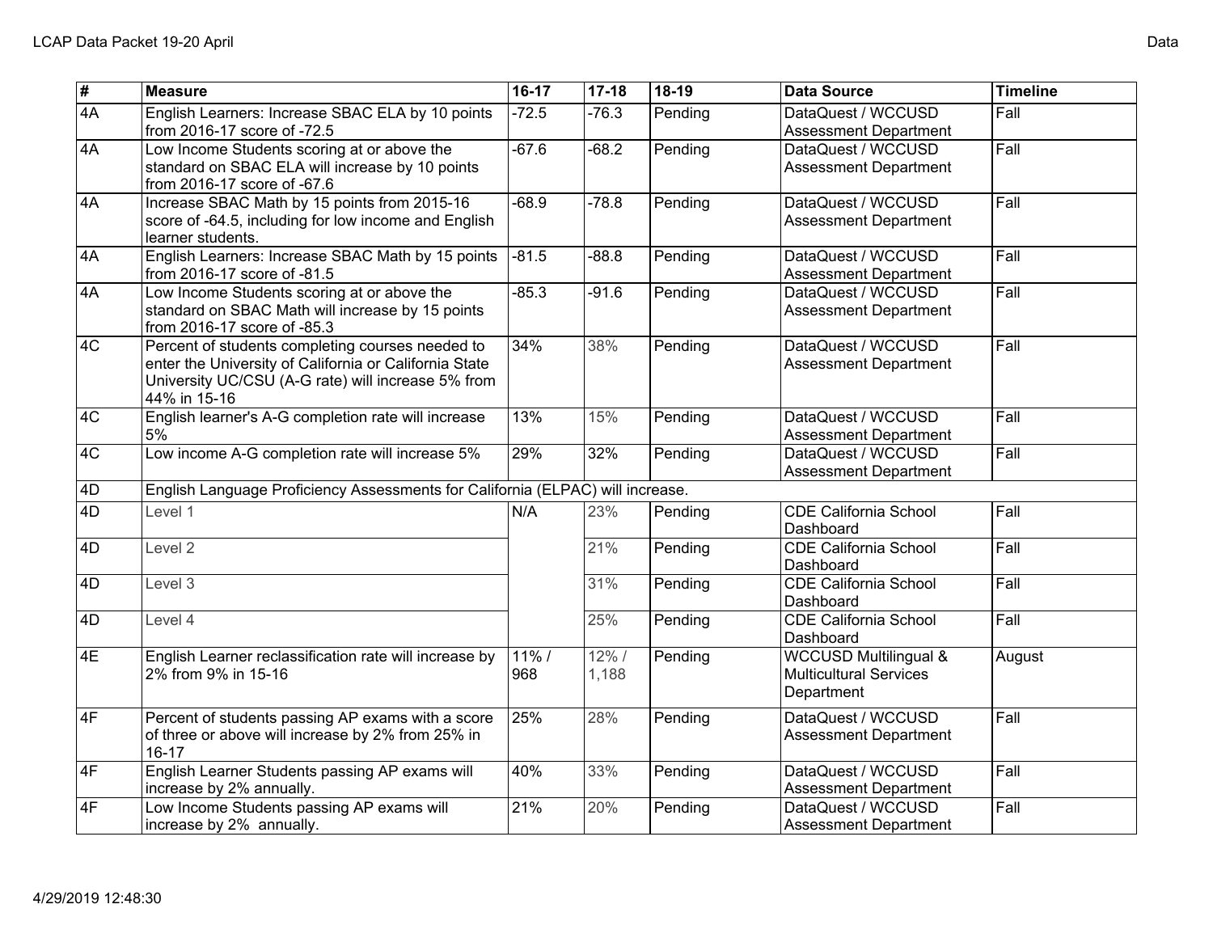| # | Measure | 16-17 | 17-18 | 18-19 | Data Source | Timeline |
| --- | --- | --- | --- | --- | --- | --- |
| 4A | English Learners: Increase SBAC ELA by 10 points from 2016-17 score of -72.5 | -72.5 | -76.3 | Pending | DataQuest / WCCUSD Assessment Department | Fall |
| 4A | Low Income Students scoring at or above the standard on SBAC ELA will increase by 10 points from 2016-17 score of -67.6 | -67.6 | -68.2 | Pending | DataQuest / WCCUSD Assessment Department | Fall |
| 4A | Increase SBAC Math by 15 points from 2015-16 score of -64.5, including for low income and English learner students. | -68.9 | -78.8 | Pending | DataQuest / WCCUSD Assessment Department | Fall |
| 4A | English Learners: Increase SBAC Math by 15 points from 2016-17 score of -81.5 | -81.5 | -88.8 | Pending | DataQuest / WCCUSD Assessment Department | Fall |
| 4A | Low Income Students scoring at or above the standard on SBAC Math will increase by 15 points from 2016-17 score of -85.3 | -85.3 | -91.6 | Pending | DataQuest / WCCUSD Assessment Department | Fall |
| 4C | Percent of students completing courses needed to enter the University of California or California State University UC/CSU (A-G rate) will increase 5% from 44% in 15-16 | 34% | 38% | Pending | DataQuest / WCCUSD Assessment Department | Fall |
| 4C | English learner's A-G completion rate will increase 5% | 13% | 15% | Pending | DataQuest / WCCUSD Assessment Department | Fall |
| 4C | Low income A-G completion rate will increase 5% | 29% | 32% | Pending | DataQuest / WCCUSD Assessment Department | Fall |
| 4D | English Language Proficiency Assessments for California (ELPAC) will increase. | | | | | |
| 4D | Level 1 | N/A | 23% | Pending | CDE California School Dashboard | Fall |
| 4D | Level 2 | | 21% | Pending | CDE California School Dashboard | Fall |
| 4D | Level 3 | | 31% | Pending | CDE California School Dashboard | Fall |
| 4D | Level 4 | | 25% | Pending | CDE California School Dashboard | Fall |
| 4E | English Learner reclassification rate will increase by 2% from 9% in 15-16 | 11% / 968 | 12% / 1,188 | Pending | WCCUSD Multilingual & Multicultural Services Department | August |
| 4F | Percent of students passing AP exams with a score of three or above will increase by 2% from 25% in 16-17 | 25% | 28% | Pending | DataQuest / WCCUSD Assessment Department | Fall |
| 4F | English Learner Students passing AP exams will increase by 2% annually. | 40% | 33% | Pending | DataQuest / WCCUSD Assessment Department | Fall |
| 4F | Low Income Students passing AP exams will increase by 2% annually. | 21% | 20% | Pending | DataQuest / WCCUSD Assessment Department | Fall |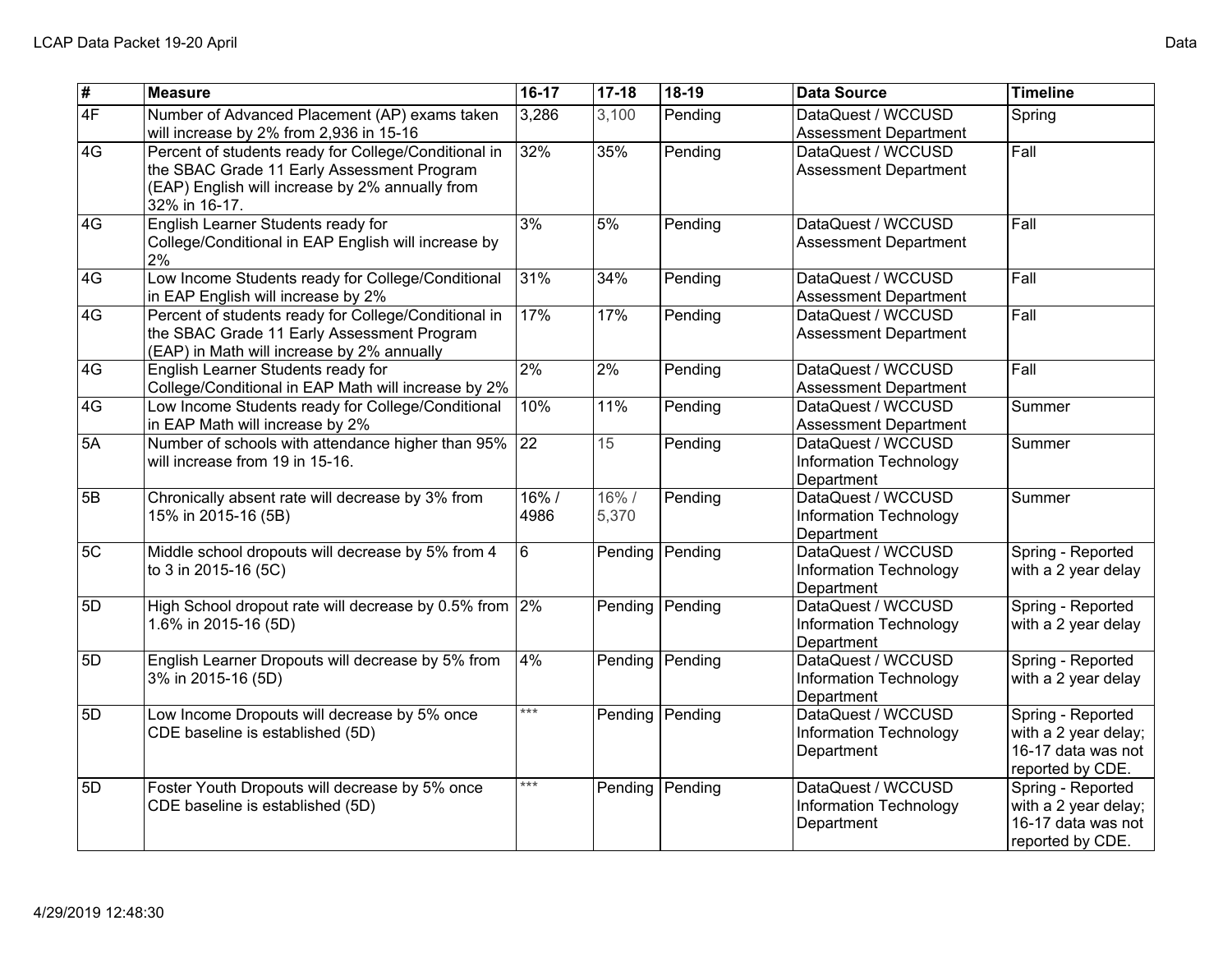| # | Measure | 16-17 | 17-18 | 18-19 | Data Source | Timeline |
|---|---|---|---|---|---|---|
| 4F | Number of Advanced Placement (AP) exams taken will increase by 2% from 2,936 in 15-16 | 3,286 | 3,100 | Pending | DataQuest / WCCUSD Assessment Department | Spring |
| 4G | Percent of students ready for College/Conditional in the SBAC Grade 11 Early Assessment Program (EAP) English will increase by 2% annually from 32% in 16-17. | 32% | 35% | Pending | DataQuest / WCCUSD Assessment Department | Fall |
| 4G | English Learner Students ready for College/Conditional in EAP English will increase by 2% | 3% | 5% | Pending | DataQuest / WCCUSD Assessment Department | Fall |
| 4G | Low Income Students ready for College/Conditional in EAP English will increase by 2% | 31% | 34% | Pending | DataQuest / WCCUSD Assessment Department | Fall |
| 4G | Percent of students ready for College/Conditional in the SBAC Grade 11 Early Assessment Program (EAP) in Math will increase by 2% annually | 17% | 17% | Pending | DataQuest / WCCUSD Assessment Department | Fall |
| 4G | English Learner Students ready for College/Conditional in EAP Math will increase by 2% | 2% | 2% | Pending | DataQuest / WCCUSD Assessment Department | Fall |
| 4G | Low Income Students ready for College/Conditional in EAP Math will increase by 2% | 10% | 11% | Pending | DataQuest / WCCUSD Assessment Department | Summer |
| 5A | Number of schools with attendance higher than 95% will increase from 19 in 15-16. | 22 | 15 | Pending | DataQuest / WCCUSD Information Technology Department | Summer |
| 5B | Chronically absent rate will decrease by 3% from 15% in 2015-16 (5B) | 16% / 4986 | 16% / 5,370 | Pending | DataQuest / WCCUSD Information Technology Department | Summer |
| 5C | Middle school dropouts will decrease by 5% from 4 to 3 in 2015-16 (5C) | 6 | Pending | Pending | DataQuest / WCCUSD Information Technology Department | Spring - Reported with a 2 year delay |
| 5D | High School dropout rate will decrease by 0.5% from 1.6% in 2015-16 (5D) | 2% | Pending | Pending | DataQuest / WCCUSD Information Technology Department | Spring - Reported with a 2 year delay |
| 5D | English Learner Dropouts will decrease by 5% from 3% in 2015-16 (5D) | 4% | Pending | Pending | DataQuest / WCCUSD Information Technology Department | Spring - Reported with a 2 year delay |
| 5D | Low Income Dropouts will decrease by 5% once CDE baseline is established (5D) | *** | Pending | Pending | DataQuest / WCCUSD Information Technology Department | Spring - Reported with a 2 year delay; 16-17 data was not reported by CDE. |
| 5D | Foster Youth Dropouts will decrease by 5% once CDE baseline is established (5D) | *** | Pending | Pending | DataQuest / WCCUSD Information Technology Department | Spring - Reported with a 2 year delay; 16-17 data was not reported by CDE. |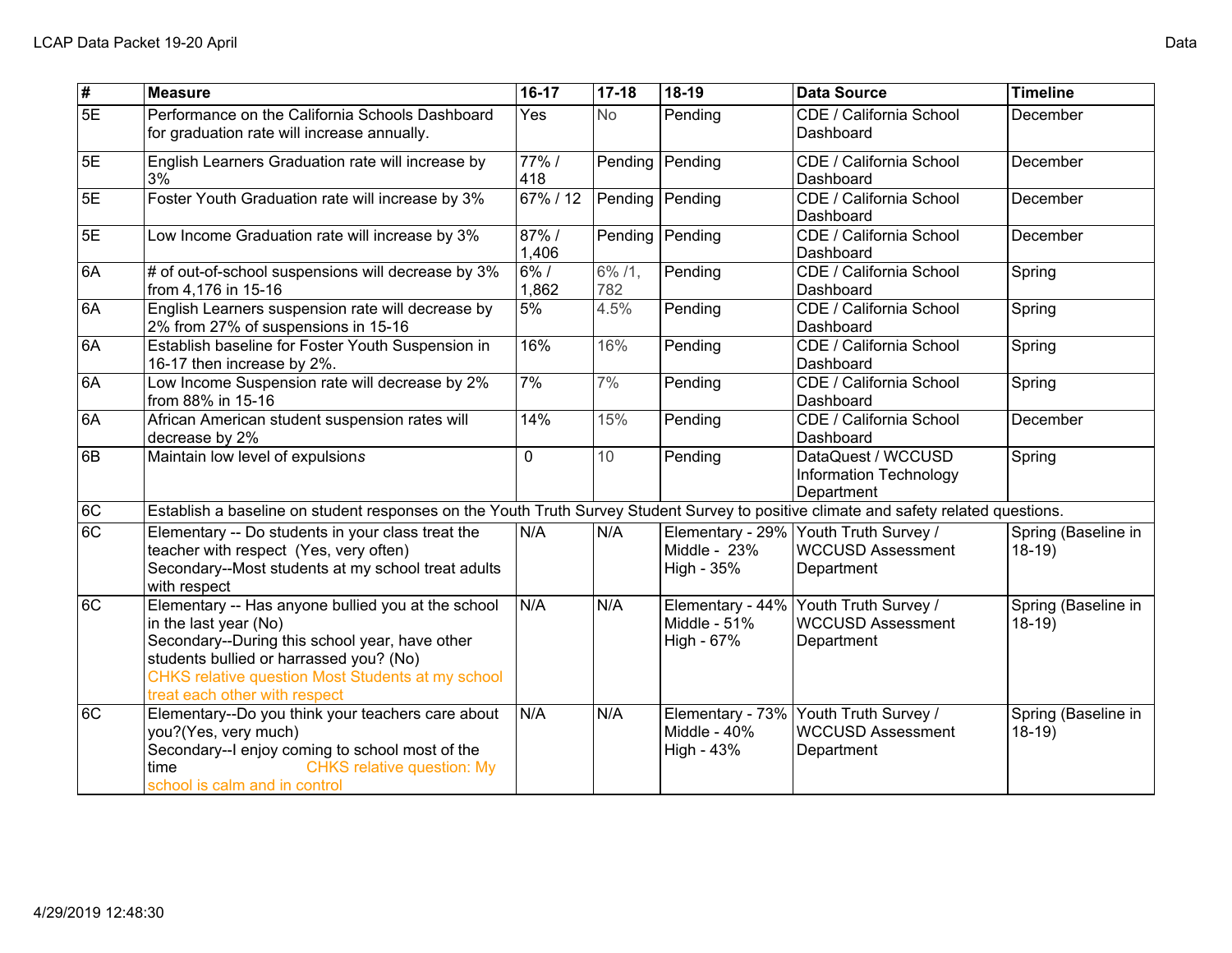| # | Measure | 16-17 | 17-18 | 18-19 | Data Source | Timeline |
|---|---|---|---|---|---|---|
| 5E | Performance on the California Schools Dashboard for graduation rate will increase annually. | Yes | No | Pending | CDE / California School Dashboard | December |
| 5E | English Learners Graduation rate will increase by 3% | 77% / 418 | Pending | Pending | CDE / California School Dashboard | December |
| 5E | Foster Youth Graduation rate will increase by 3% | 67% / 12 | Pending | Pending | CDE / California School Dashboard | December |
| 5E | Low Income Graduation rate will increase by 3% | 87% / 1,406 | Pending | Pending | CDE / California School Dashboard | December |
| 6A | # of out-of-school suspensions will decrease by 3% from 4,176 in 15-16 | 6% / 1,862 | 6% /1, 782 | Pending | CDE / California School Dashboard | Spring |
| 6A | English Learners suspension rate will decrease by 2% from 27% of suspensions in 15-16 | 5% | 4.5% | Pending | CDE / California School Dashboard | Spring |
| 6A | Establish baseline for Foster Youth Suspension in 16-17 then increase by 2%. | 16% | 16% | Pending | CDE / California School Dashboard | Spring |
| 6A | Low Income Suspension rate will decrease by 2% from 88% in 15-16 | 7% | 7% | Pending | CDE / California School Dashboard | Spring |
| 6A | African American student suspension rates will decrease by 2% | 14% | 15% | Pending | CDE / California School Dashboard | December |
| 6B | Maintain low level of expulsions | 0 | 10 | Pending | DataQuest / WCCUSD Information Technology Department | Spring |
| 6C | Establish a baseline on student responses on the Youth Truth Survey Student Survey to positive climate and safety related questions. | | | | | |
| 6C | Elementary -- Do students in your class treat the teacher with respect (Yes, very often)<br>Secondary--Most students at my school treat adults with respect | N/A | N/A | Elementary - 29%<br>Middle - 23%<br>High - 35% | Youth Truth Survey / WCCUSD Assessment Department | Spring (Baseline in 18-19) |
| 6C | Elementary -- Has anyone bullied you at the school in the last year (No)<br>Secondary--During this school year, have other students bullied or harrassed you? (No)<br>CHKS relative question Most Students at my school treat each other with respect | N/A | N/A | Elementary - 44%<br>Middle - 51%<br>High - 67% | Youth Truth Survey / WCCUSD Assessment Department | Spring (Baseline in 18-19) |
| 6C | Elementary--Do you think your teachers care about you?(Yes, very much)<br>Secondary--I enjoy coming to school most of the time CHKS relative question: My school is calm and in control | N/A | N/A | Elementary - 73%<br>Middle - 40%<br>High - 43% | Youth Truth Survey / WCCUSD Assessment Department | Spring (Baseline in 18-19) |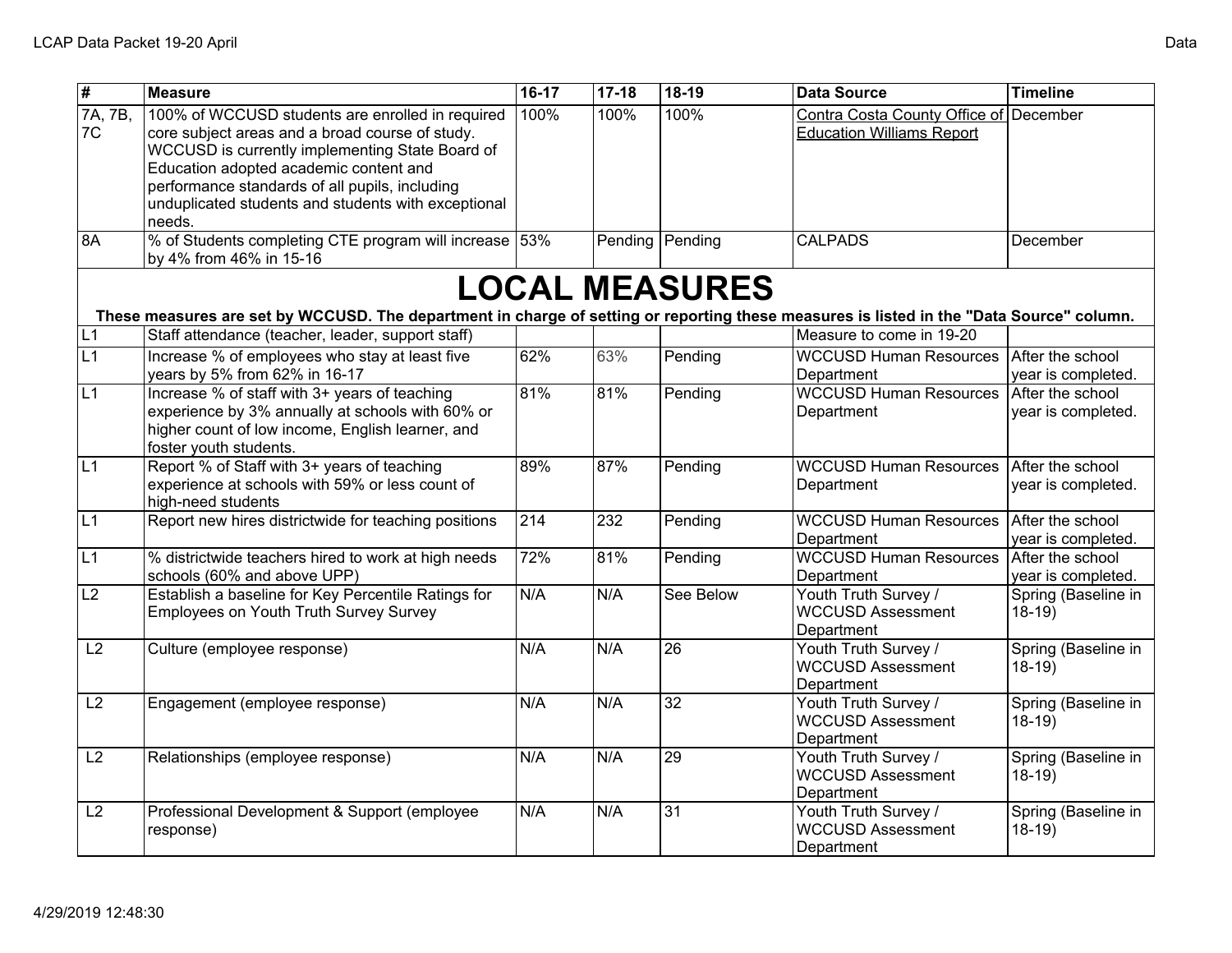| # | Measure | 16-17 | 17-18 | 18-19 | Data Source | Timeline |
|---|---|---|---|---|---|---|
| 7A, 7B, 7C | 100% of WCCUSD students are enrolled in required core subject areas and a broad course of study. WCCUSD is currently implementing State Board of Education adopted academic content and performance standards of all pupils, including unduplicated students and students with exceptional needs. | 100% | 100% | 100% | Contra Costa County Office of Education Williams Report | December |
| 8A | % of Students completing CTE program will increase by 4% from 46% in 15-16 | 53% | Pending | Pending | CALPADS | December |

# LOCAL MEASURES

**These measures are set by WCCUSD. The department in charge of setting or reporting these measures is listed in the "Data Source" column.**

| # | Measure | 16-17 | 17-18 | 18-19 | Data Source | Timeline |
|---|---|---|---|---|---|---|
| L1 | Staff attendance (teacher, leader, support staff) | | | | Measure to come in 19-20 | |
| L1 | Increase % of employees who stay at least five years by 5% from 62% in 16-17 | 62% | 63% | Pending | WCCUSD Human Resources Department | After the school year is completed. |
| L1 | Increase % of staff with 3+ years of teaching experience by 3% annually at schools with 60% or higher count of low income, English learner, and foster youth students. | 81% | 81% | Pending | WCCUSD Human Resources Department | After the school year is completed. |
| L1 | Report % of Staff with 3+ years of teaching experience at schools with 59% or less count of high-need students | 89% | 87% | Pending | WCCUSD Human Resources Department | After the school year is completed. |
| L1 | Report new hires districtwide for teaching positions | 214 | 232 | Pending | WCCUSD Human Resources Department | After the school year is completed. |
| L1 | % districtwide teachers hired to work at high needs schools (60% and above UPP) | 72% | 81% | Pending | WCCUSD Human Resources Department | After the school year is completed. |
| L2 | Establish a baseline for Key Percentile Ratings for Employees on Youth Truth Survey Survey | N/A | N/A | See Below | Youth Truth Survey / WCCUSD Assessment Department | Spring (Baseline in 18-19) |
| L2 | Culture (employee response) | N/A | N/A | 26 | Youth Truth Survey / WCCUSD Assessment Department | Spring (Baseline in 18-19) |
| L2 | Engagement (employee response) | N/A | N/A | 32 | Youth Truth Survey / WCCUSD Assessment Department | Spring (Baseline in 18-19) |
| L2 | Relationships (employee response) | N/A | N/A | 29 | Youth Truth Survey / WCCUSD Assessment Department | Spring (Baseline in 18-19) |
| L2 | Professional Development & Support (employee response) | N/A | N/A | 31 | Youth Truth Survey / WCCUSD Assessment Department | Spring (Baseline in 18-19) |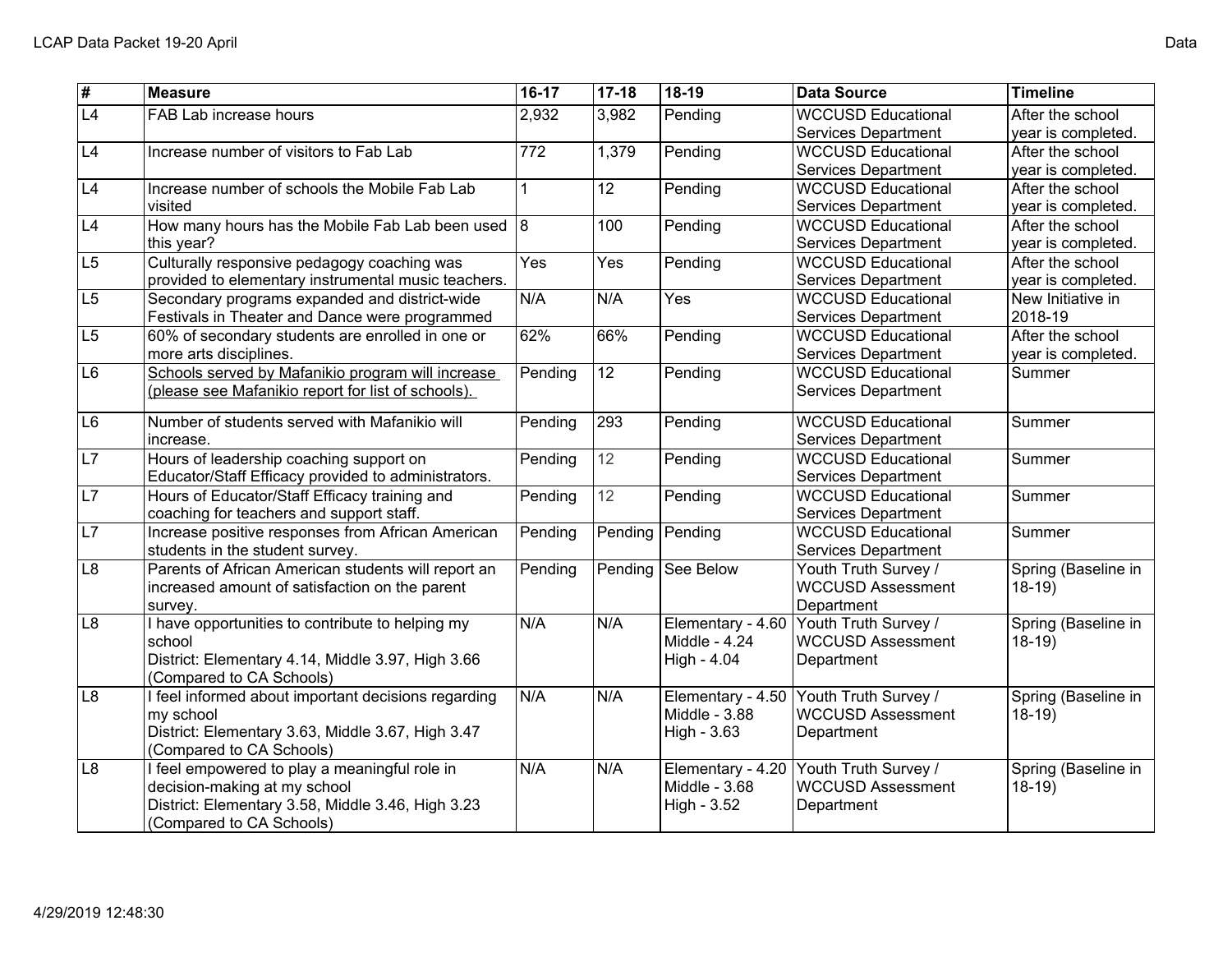| # | Measure | 16-17 | 17-18 | 18-19 | Data Source | Timeline |
|---|---|---|---|---|---|---|
| L4 | FAB Lab increase hours | 2,932 | 3,982 | Pending | WCCUSD Educational Services Department | After the school year is completed. |
| L4 | Increase number of visitors to Fab Lab | 772 | 1,379 | Pending | WCCUSD Educational Services Department | After the school year is completed. |
| L4 | Increase number of schools the Mobile Fab Lab visited | 1 | 12 | Pending | WCCUSD Educational Services Department | After the school year is completed. |
| L4 | How many hours has the Mobile Fab Lab been used this year? | 8 | 100 | Pending | WCCUSD Educational Services Department | After the school year is completed. |
| L5 | Culturally responsive pedagogy coaching was provided to elementary instrumental music teachers. | Yes | Yes | Pending | WCCUSD Educational Services Department | After the school year is completed. |
| L5 | Secondary programs expanded and district-wide Festivals in Theater and Dance were programmed | N/A | N/A | Yes | WCCUSD Educational Services Department | New Initiative in 2018-19 |
| L5 | 60% of secondary students are enrolled in one or more arts disciplines. | 62% | 66% | Pending | WCCUSD Educational Services Department | After the school year is completed. |
| L6 | Schools served by Mafanikio program will increase (please see Mafanikio report for list of schools). | Pending | 12 | Pending | WCCUSD Educational Services Department | Summer |
| L6 | Number of students served with Mafanikio will increase. | Pending | 293 | Pending | WCCUSD Educational Services Department | Summer |
| L7 | Hours of leadership coaching support on Educator/Staff Efficacy provided to administrators. | Pending | 12 | Pending | WCCUSD Educational Services Department | Summer |
| L7 | Hours of Educator/Staff Efficacy training and coaching for teachers and support staff. | Pending | 12 | Pending | WCCUSD Educational Services Department | Summer |
| L7 | Increase positive responses from African American students in the student survey. | Pending | Pending | Pending | WCCUSD Educational Services Department | Summer |
| L8 | Parents of African American students will report an increased amount of satisfaction on the parent survey. | Pending | Pending | See Below | Youth Truth Survey / WCCUSD Assessment Department | Spring (Baseline in 18-19) |
| L8 | I have opportunities to contribute to helping my school<br>District: Elementary 4.14, Middle 3.97, High 3.66 (Compared to CA Schools) | N/A | N/A | Elementary - 4.60<br>Middle - 4.24<br>High - 4.04 | Youth Truth Survey / WCCUSD Assessment Department | Spring (Baseline in 18-19) |
| L8 | I feel informed about important decisions regarding my school<br>District: Elementary 3.63, Middle 3.67, High 3.47 (Compared to CA Schools) | N/A | N/A | Elementary - 4.50<br>Middle - 3.88<br>High - 3.63 | Youth Truth Survey / WCCUSD Assessment Department | Spring (Baseline in 18-19) |
| L8 | I feel empowered to play a meaningful role in decision-making at my school<br>District: Elementary 3.58, Middle 3.46, High 3.23 (Compared to CA Schools) | N/A | N/A | Elementary - 4.20<br>Middle - 3.68<br>High - 3.52 | Youth Truth Survey / WCCUSD Assessment Department | Spring (Baseline in 18-19) |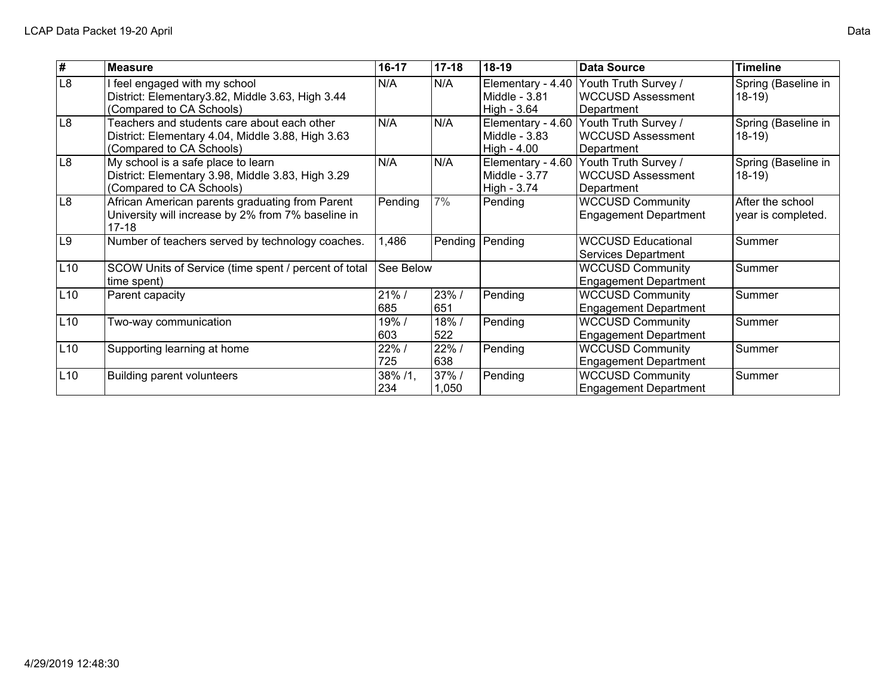| # | Measure | 16-17 | 17-18 | 18-19 | Data Source | Timeline |
|---|---|---|---|---|---|---|
| L8 | I feel engaged with my school<br>District: Elementary3.82, Middle 3.63, High 3.44<br>(Compared to CA Schools) | N/A | N/A | Elementary - 4.40<br>Middle - 3.81<br>High - 3.64 | Youth Truth Survey / WCCUSD Assessment Department | Spring (Baseline in 18-19) |
| L8 | Teachers and students care about each other<br>District: Elementary 4.04, Middle 3.88, High 3.63<br>(Compared to CA Schools) | N/A | N/A | Elementary - 4.60<br>Middle - 3.83<br>High - 4.00 | Youth Truth Survey / WCCUSD Assessment Department | Spring (Baseline in 18-19) |
| L8 | My school is a safe place to learn<br>District: Elementary 3.98, Middle 3.83, High 3.29<br>(Compared to CA Schools) | N/A | N/A | Elementary - 4.60<br>Middle - 3.77<br>High - 3.74 | Youth Truth Survey / WCCUSD Assessment Department | Spring (Baseline in 18-19) |
| L8 | African American parents graduating from Parent University will increase by 2% from 7% baseline in 17-18 | Pending | 7% | Pending | WCCUSD Community Engagement Department | After the school year is completed. |
| L9 | Number of teachers served by technology coaches. | 1,486 | Pending | Pending | WCCUSD Educational Services Department | Summer |
| L10 | SCOW Units of Service (time spent / percent of total time spent) | See Below | | | WCCUSD Community Engagement Department | Summer |
| L10 | Parent capacity | 21% / 685 | 23% / 651 | Pending | WCCUSD Community Engagement Department | Summer |
| L10 | Two-way communication | 19% / 603 | 18% / 522 | Pending | WCCUSD Community Engagement Department | Summer |
| L10 | Supporting learning at home | 22% / 725 | 22% / 638 | Pending | WCCUSD Community Engagement Department | Summer |
| L10 | Building parent volunteers | 38% /1, 234 | 37% / 1,050 | Pending | WCCUSD Community Engagement Department | Summer |